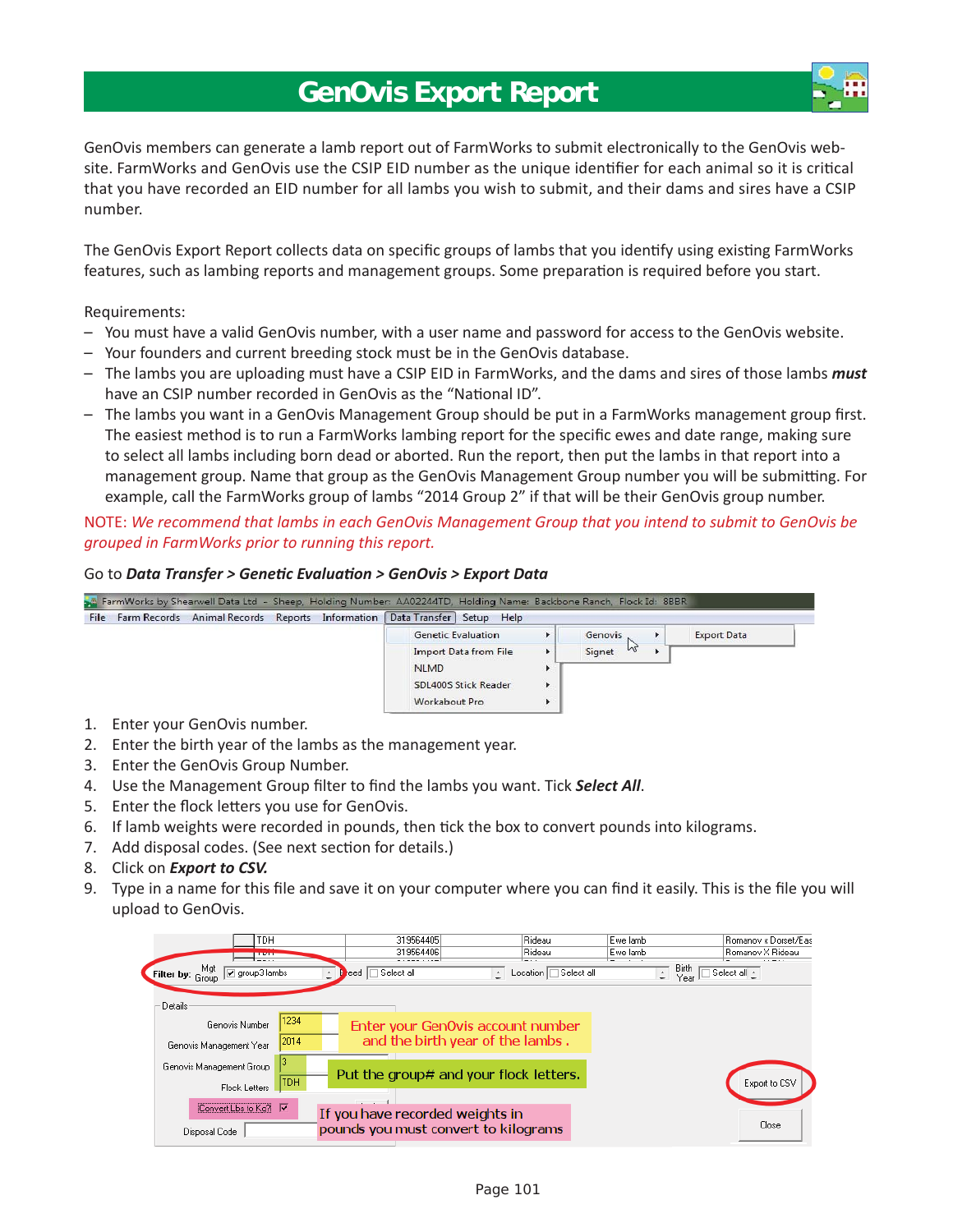# GenOvis Export Report

GenOvis members can generate a lamb report out of FarmWorks to submit electronically to the GenOvis website. FarmWorks and GenOvis use the CSIP EID number as the unique identifier for each animal so it is critical that you have recorded an EID number for all lambs you wish to submit, and their dams and sires have a CSIP number.

The GenOvis Export Report collects data on specific groups of lambs that you identify using existing FarmWorks features, such as lambing reports and management groups. Some preparation is required before you start.

Requirements:

- You must have a valid GenOvis number, with a user name and password for access to the GenOvis website.
- Your founders and current breeding stock must be in the GenOvis database.
- The lambs you are uploading must have a CSIP EID in FarmWorks, and the dams and sires of those lambs ***must*** have an CSIP number recorded in GenOvis as the "National ID".
- The lambs you want in a GenOvis Management Group should be put in a FarmWorks management group first. The easiest method is to run a FarmWorks lambing report for the specific ewes and date range, making sure to select all lambs including born dead or aborted. Run the report, then put the lambs in that report into a management group. Name that group as the GenOvis Management Group number you will be submitting. For example, call the FarmWorks group of lambs "2014 Group 2" if that will be their GenOvis group number.

NOTE: *We recommend that lambs in each GenOvis Management Group that you intend to submit to GenOvis be grouped in FarmWorks prior to running this report.*

Go to ***Data Transfer > Genetic Evaluation > GenOvis > Export Data***

1. Enter your GenOvis number.
2. Enter the birth year of the lambs as the management year.
3. Enter the GenOvis Group Number.
4. Use the Management Group filter to find the lambs you want. Tick ***Select All***.
5. Enter the flock letters you use for GenOvis.
6. If lamb weights were recorded in pounds, then tick the box to convert pounds into kilograms.
7. Add disposal codes. (See next section for details.)
8. Click on ***Export to CSV.***
9. Type in a name for this file and save it on your computer where you can find it easily. This is the file you will upload to GenOvis.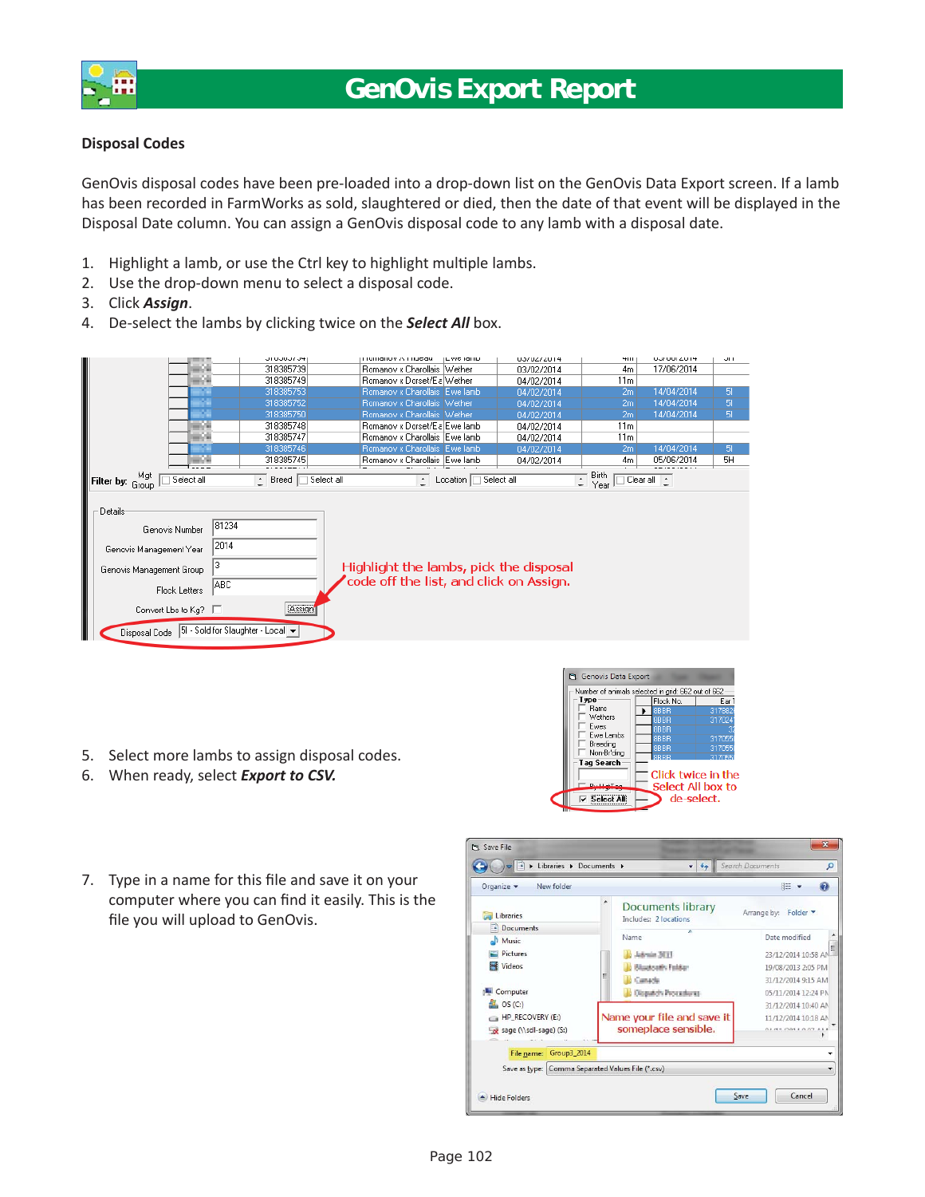# GenOvis Export Report

**Disposal Codes**

GenOvis disposal codes have been pre-loaded into a drop-down list on the GenOvis Data Export screen. If a lamb has been recorded in FarmWorks as sold, slaughtered or died, then the date of that event will be displayed in the Disposal Date column. You can assign a GenOvis disposal code to any lamb with a disposal date.

1. Highlight a lamb, or use the Ctrl key to highlight multiple lambs.
2. Use the drop-down menu to select a disposal code.
3. Click ***Assign***.
4. De-select the lambs by clicking twice on the ***Select All*** box.

Highlight the lambs, pick the disposal code off the list, and click on Assign.

5. Select more lambs to assign disposal codes.
6. When ready, select ***Export to CSV.***

Click twice in the Select All box to de-select.

7. Type in a name for this file and save it on your computer where you can find it easily. This is the file you will upload to GenOvis.

Name your file and save it someplace sensible.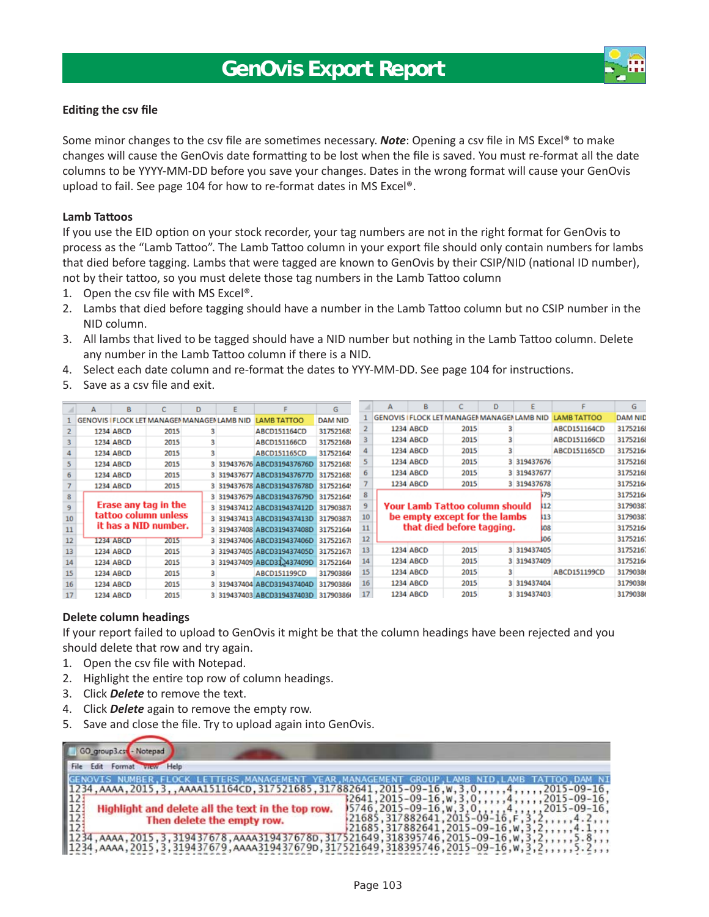# GenOvis Export Report

### Editing the csv file

Some minor changes to the csv file are sometimes necessary. ***Note***: Opening a csv file in MS Excel® to make changes will cause the GenOvis date formatting to be lost when the file is saved. You must re-format all the date columns to be YYYY-MM-DD before you save your changes. Dates in the wrong format will cause your GenOvis upload to fail. See page 104 for how to re-format dates in MS Excel®.

### Lamb Tattoos

If you use the EID option on your stock recorder, your tag numbers are not in the right format for GenOvis to process as the "Lamb Tattoo". The Lamb Tattoo column in your export file should only contain numbers for lambs that died before tagging. Lambs that were tagged are known to GenOvis by their CSIP/NID (national ID number), not by their tattoo, so you must delete those tag numbers in the Lamb Tattoo column

1. Open the csv file with MS Excel®.
2. Lambs that died before tagging should have a number in the Lamb Tattoo column but no CSIP number in the NID column.
3. All lambs that lived to be tagged should have a NID number but nothing in the Lamb Tattoo column. Delete any number in the Lamb Tattoo column if there is a NID.
4. Select each date column and re-format the dates to YYY-MM-DD. See page 104 for instructions.
5. Save as a csv file and exit.

### Delete column headings

If your report failed to upload to GenOvis it might be that the column headings have been rejected and you should delete that row and try again.

1. Open the csv file with Notepad.
2. Highlight the entire top row of column headings.
3. Click ***Delete*** to remove the text.
4. Click ***Delete*** again to remove the empty row.
5. Save and close the file. Try to upload again into GenOvis.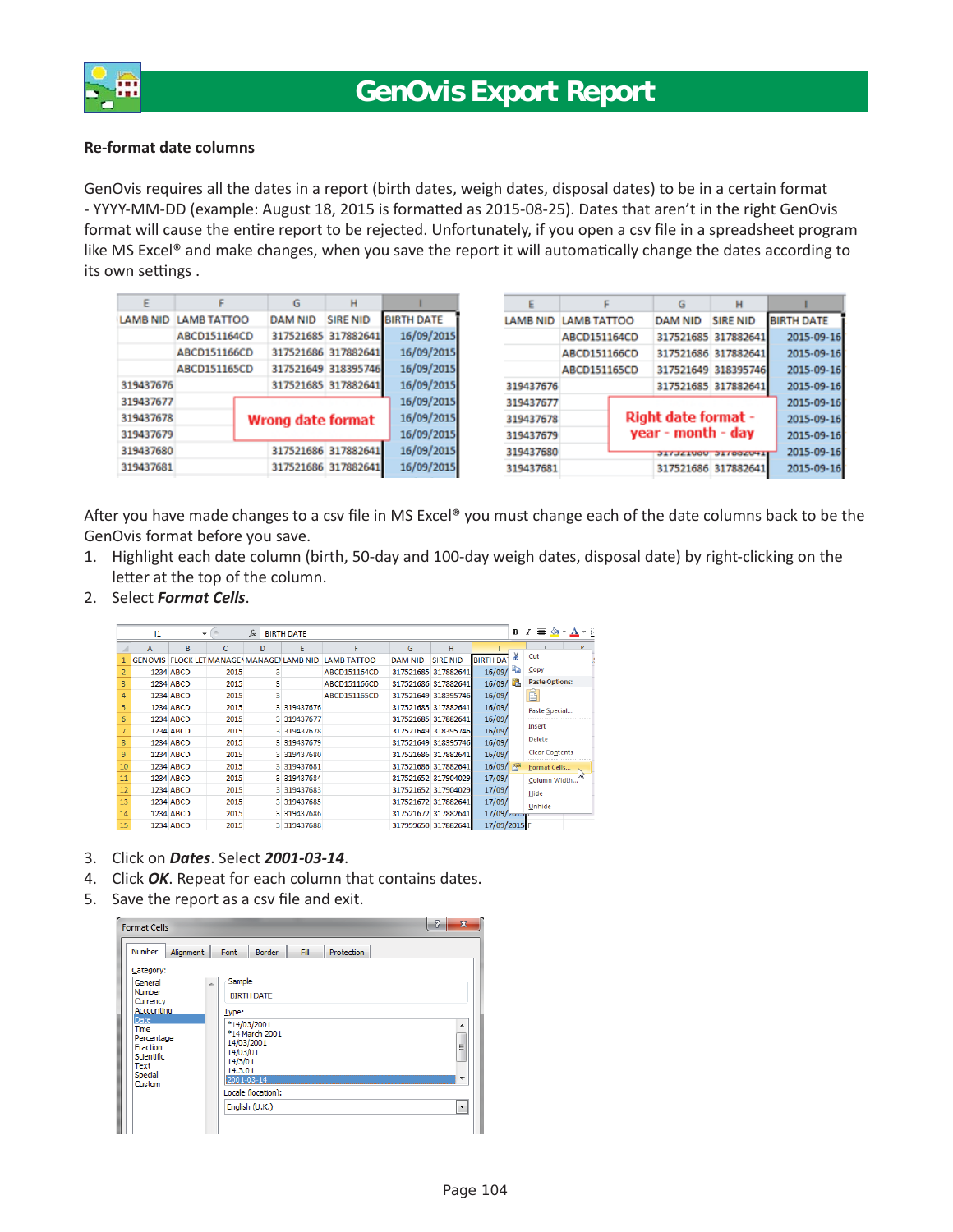### Re-format date columns

GenOvis requires all the dates in a report (birth dates, weigh dates, disposal dates) to be in a certain format - YYYY-MM-DD (example: August 18, 2015 is formatted as 2015-08-25). Dates that aren't in the right GenOvis format will cause the entire report to be rejected. Unfortunately, if you open a csv file in a spreadsheet program like MS Excel® and make changes, when you save the report it will automatically change the dates according to its own settings .

After you have made changes to a csv file in MS Excel® you must change each of the date columns back to be the GenOvis format before you save.

1. Highlight each date column (birth, 50-day and 100-day weigh dates, disposal date) by right-clicking on the letter at the top of the column.
2. Select ***Format Cells***.
3. Click on ***Dates***. Select ***2001-03-14***.
4. Click ***OK***. Repeat for each column that contains dates.
5. Save the report as a csv file and exit.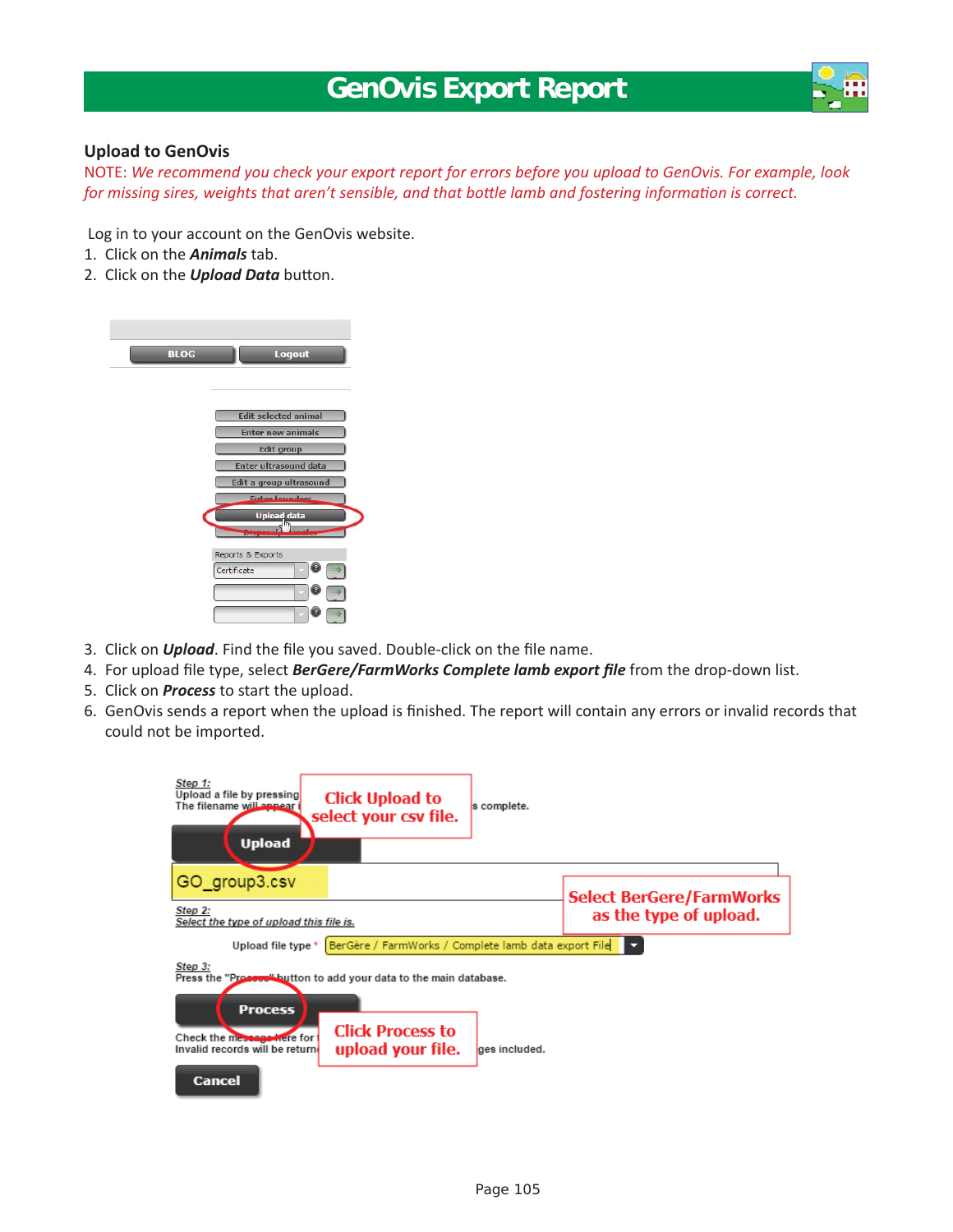# GenOvis Export Report

## Upload to GenOvis

NOTE: *We recommend you check your export report for errors before you upload to GenOvis. For example, look for missing sires, weights that aren't sensible, and that bottle lamb and fostering information is correct.*

Log in to your account on the GenOvis website.

1. Click on the ***Animals*** tab.
2. Click on the ***Upload Data*** button.

3. Click on ***Upload***. Find the file you saved. Double-click on the file name.
4. For upload file type, select ***BerGere/FarmWorks Complete lamb export file*** from the drop-down list.
5. Click on ***Process*** to start the upload.
6. GenOvis sends a report when the upload is finished. The report will contain any errors or invalid records that could not be imported.